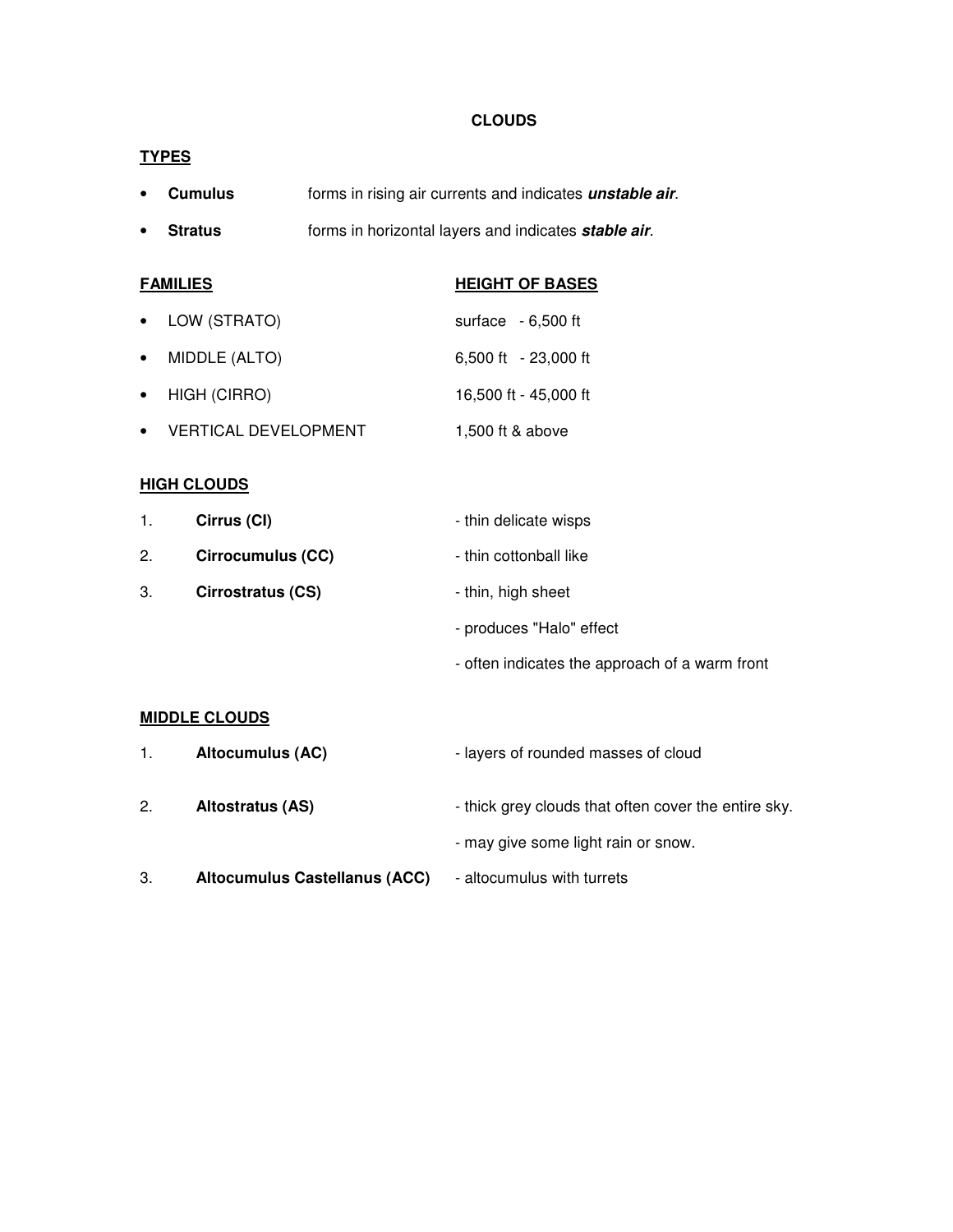# CLOUDS

## TYPES

- **Cumulus** forms in rising air currents and indicates ***unstable air***.
- **Stratus** forms in horizontal layers and indicates ***stable air***.

## FAMILIES

| FAMILIES | HEIGHT OF BASES |
|---|---|
| • LOW (STRATO) | surface - 6,500 ft |
| • MIDDLE (ALTO) | 6,500 ft - 23,000 ft |
| • HIGH (CIRRO) | 16,500 ft - 45,000 ft |
| • VERTICAL DEVELOPMENT | 1,500 ft & above |

## HIGH CLOUDS

1. **Cirrus (CI)** - thin delicate wisps
2. **Cirrocumulus (CC)** - thin cottonball like
3. **Cirrostratus (CS)** - thin, high sheet
   - produces "Halo" effect
   - often indicates the approach of a warm front

## MIDDLE CLOUDS

1. **Altocumulus (AC)** - layers of rounded masses of cloud
2. **Altostratus (AS)** - thick grey clouds that often cover the entire sky.
   - may give some light rain or snow.
3. **Altocumulus Castellanus (ACC)** - altocumulus with turrets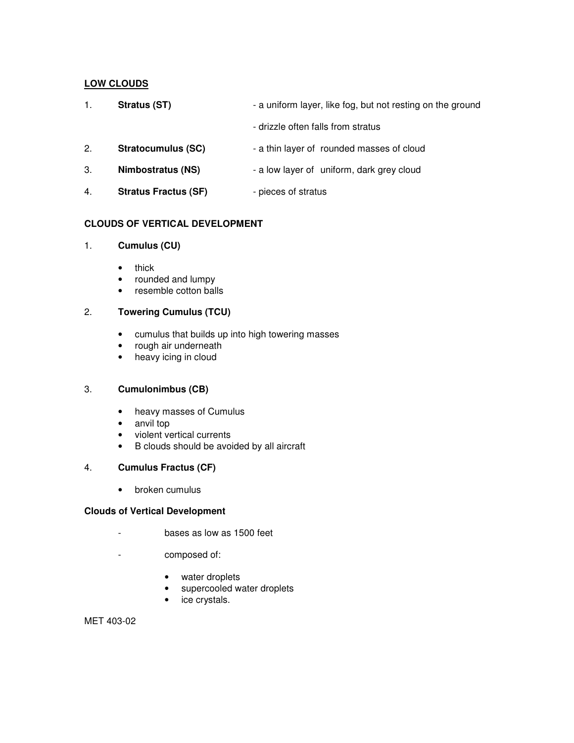## LOW CLOUDS

1. **Stratus (ST)** - a uniform layer, like fog, but not resting on the ground
   - drizzle often falls from stratus
2. **Stratocumulus (SC)** - a thin layer of rounded masses of cloud
3. **Nimbostratus (NS)** - a low layer of uniform, dark grey cloud
4. **Stratus Fractus (SF)** - pieces of stratus

## CLOUDS OF VERTICAL DEVELOPMENT

1. **Cumulus (CU)**
   - thick
   - rounded and lumpy
   - resemble cotton balls

2. **Towering Cumulus (TCU)**
   - cumulus that builds up into high towering masses
   - rough air underneath
   - heavy icing in cloud

3. **Cumulonimbus (CB)**
   - heavy masses of Cumulus
   - anvil top
   - violent vertical currents
   - B clouds should be avoided by all aircraft

4. **Cumulus Fractus (CF)**
   - broken cumulus

**Clouds of Vertical Development**

- bases as low as 1500 feet
- composed of:
  - water droplets
  - supercooled water droplets
  - ice crystals.

MET 403-02